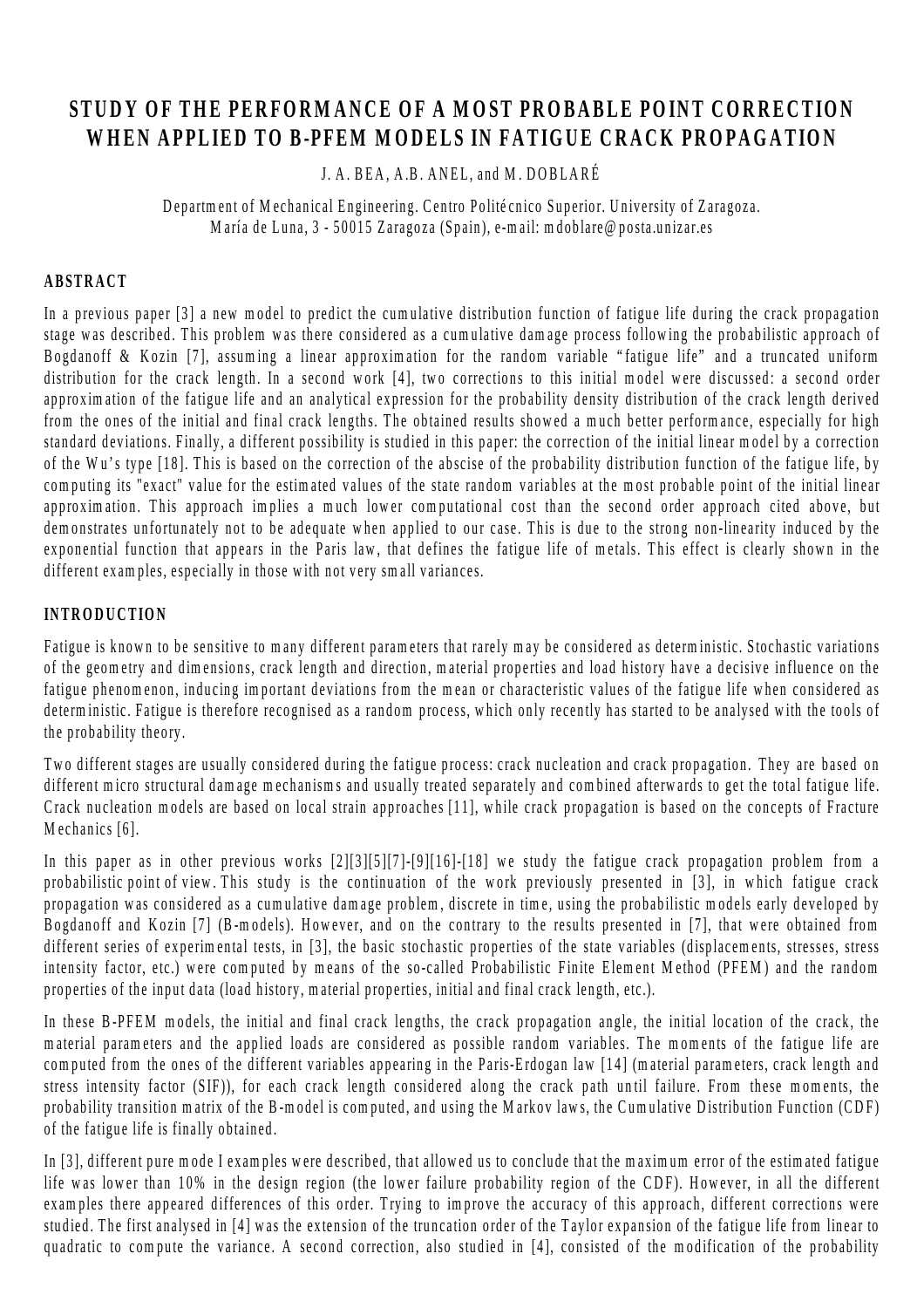# STUDY OF THE PERFORMANCE OF A MOST PROBABLE POINT CORRECTION WHEN APPLIED TO B-PFEM MODELS IN FATIGUE CRACK PROPAGATION

J. A. BEA, A.B. ANEL, and M. DOBLARÉ

Department of Mechanical Engineering. Centro Politécnico Superior. University of Zaragoza.
María de Luna, 3 - 50015 Zaragoza (Spain), e-mail: mdoblare@posta.unizar.es

## ABSTRACT

In a previous paper [3] a new model to predict the cumulative distribution function of fatigue life during the crack propagation stage was described. This problem was there considered as a cumulative damage process following the probabilistic approach of Bogdanoff & Kozin [7], assuming a linear approximation for the random variable "fatigue life" and a truncated uniform distribution for the crack length. In a second work [4], two corrections to this initial model were discussed: a second order approximation of the fatigue life and an analytical expression for the probability density distribution of the crack length derived from the ones of the initial and final crack lengths. The obtained results showed a much better performance, especially for high standard deviations. Finally, a different possibility is studied in this paper: the correction of the initial linear model by a correction of the Wu's type [18]. This is based on the correction of the abscise of the probability distribution function of the fatigue life, by computing its "exact" value for the estimated values of the state random variables at the most probable point of the initial linear approximation. This approach implies a much lower computational cost than the second order approach cited above, but demonstrates unfortunately not to be adequate when applied to our case. This is due to the strong non-linearity induced by the exponential function that appears in the Paris law, that defines the fatigue life of metals. This effect is clearly shown in the different examples, especially in those with not very small variances.

## INTRODUCTION

Fatigue is known to be sensitive to many different parameters that rarely may be considered as deterministic. Stochastic variations of the geometry and dimensions, crack length and direction, material properties and load history have a decisive influence on the fatigue phenomenon, inducing important deviations from the mean or characteristic values of the fatigue life when considered as deterministic. Fatigue is therefore recognised as a random process, which only recently has started to be analysed with the tools of the probability theory.

Two different stages are usually considered during the fatigue process: crack nucleation and crack propagation. They are based on different micro structural damage mechanisms and usually treated separately and combined afterwards to get the total fatigue life. Crack nucleation models are based on local strain approaches [11], while crack propagation is based on the concepts of Fracture Mechanics [6].

In this paper as in other previous works [2][3][5][7]-[9][16]-[18] we study the fatigue crack propagation problem from a probabilistic point of view. This study is the continuation of the work previously presented in [3], in which fatigue crack propagation was considered as a cumulative damage problem, discrete in time, using the probabilistic models early developed by Bogdanoff and Kozin [7] (B-models). However, and on the contrary to the results presented in [7], that were obtained from different series of experimental tests, in [3], the basic stochastic properties of the state variables (displacements, stresses, stress intensity factor, etc.) were computed by means of the so-called Probabilistic Finite Element Method (PFEM) and the random properties of the input data (load history, material properties, initial and final crack length, etc.).

In these B-PFEM models, the initial and final crack lengths, the crack propagation angle, the initial location of the crack, the material parameters and the applied loads are considered as possible random variables. The moments of the fatigue life are computed from the ones of the different variables appearing in the Paris-Erdogan law [14] (material parameters, crack length and stress intensity factor (SIF)), for each crack length considered along the crack path until failure. From these moments, the probability transition matrix of the B-model is computed, and using the Markov laws, the Cumulative Distribution Function (CDF) of the fatigue life is finally obtained.

In [3], different pure mode I examples were described, that allowed us to conclude that the maximum error of the estimated fatigue life was lower than 10% in the design region (the lower failure probability region of the CDF). However, in all the different examples there appeared differences of this order. Trying to improve the accuracy of this approach, different corrections were studied. The first analysed in [4] was the extension of the truncation order of the Taylor expansion of the fatigue life from linear to quadratic to compute the variance. A second correction, also studied in [4], consisted of the modification of the probability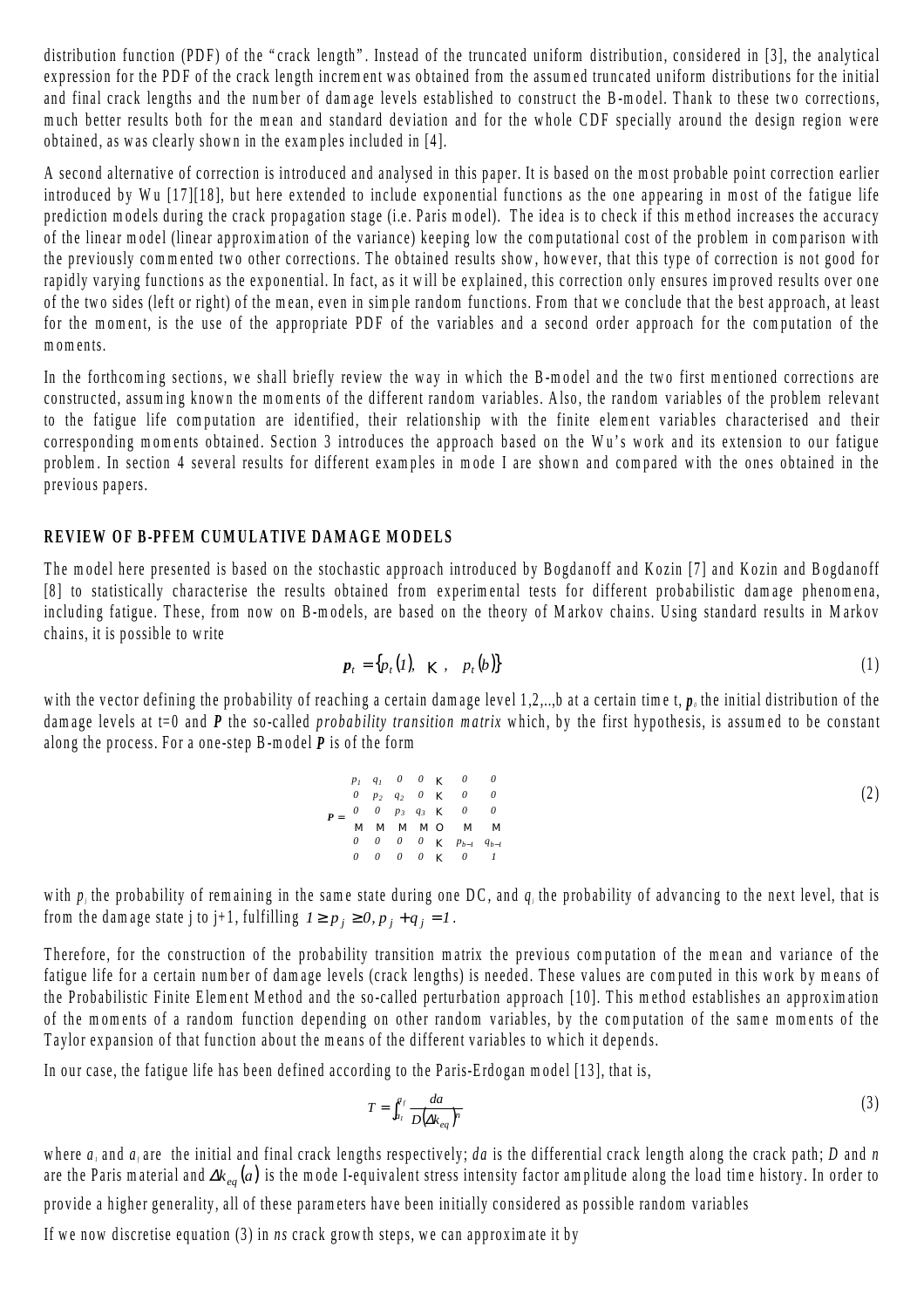distribution function (PDF) of the "crack length". Instead of the truncated uniform distribution, considered in [3], the analytical expression for the PDF of the crack length increment was obtained from the assumed truncated uniform distributions for the initial and final crack lengths and the number of damage levels established to construct the B-model. Thank to these two corrections, much better results both for the mean and standard deviation and for the whole CDF specially around the design region were obtained, as was clearly shown in the examples included in [4].

A second alternative of correction is introduced and analysed in this paper. It is based on the most probable point correction earlier introduced by Wu [17][18], but here extended to include exponential functions as the one appearing in most of the fatigue life prediction models during the crack propagation stage (i.e. Paris model). The idea is to check if this method increases the accuracy of the linear model (linear approximation of the variance) keeping low the computational cost of the problem in comparison with the previously commented two other corrections. The obtained results show, however, that this type of correction is not good for rapidly varying functions as the exponential. In fact, as it will be explained, this correction only ensures improved results over one of the two sides (left or right) of the mean, even in simple random functions. From that we conclude that the best approach, at least for the moment, is the use of the appropriate PDF of the variables and a second order approach for the computation of the moments.

In the forthcoming sections, we shall briefly review the way in which the B-model and the two first mentioned corrections are constructed, assuming known the moments of the different random variables. Also, the random variables of the problem relevant to the fatigue life computation are identified, their relationship with the finite element variables characterised and their corresponding moments obtained. Section 3 introduces the approach based on the Wu's work and its extension to our fatigue problem. In section 4 several results for different examples in mode I are shown and compared with the ones obtained in the previous papers.

## REVIEW OF B-PFEM CUMULATIVE DAMAGE MODELS

The model here presented is based on the stochastic approach introduced by Bogdanoff and Kozin [7] and Kozin and Bogdanoff [8] to statistically characterise the results obtained from experimental tests for different probabilistic damage phenomena, including fatigue. These, from now on B-models, are based on the theory of Markov chains. Using standard results in Markov chains, it is possible to write

$$\boldsymbol{p}_t = \{p_t(1), \ \ldots, \ p_t(b)\} \tag{1}$$

with the vector defining the probability of reaching a certain damage level 1,2,..,b at a certain time t, $\boldsymbol{p}_0$ the initial distribution of the damage levels at t=0 and $\boldsymbol{P}$ the so-called *probability transition matrix* which, by the first hypothesis, is assumed to be constant along the process. For a one-step B-model $\boldsymbol{P}$ is of the form

$$\boldsymbol{P} = \begin{matrix} p_1 & q_1 & 0 & 0 & \ldots & 0 & 0 \\ 0 & p_2 & q_2 & 0 & \ldots & 0 & 0 \\ 0 & 0 & p_3 & q_3 & \ldots & 0 & 0 \\ \vdots & \vdots & \vdots & \vdots & \ddots & \vdots & \vdots \\ 0 & 0 & 0 & 0 & \ldots & p_{b-1} & q_{b-1} \\ 0 & 0 & 0 & 0 & \ldots & 0 & 1 \end{matrix} \tag{2}$$

with $p_j$ the probability of remaining in the same state during one DC, and $q_j$ the probability of advancing to the next level, that is from the damage state j to j+1, fulfilling $1 \geq p_j \geq 0, p_j + q_j = 1$.

Therefore, for the construction of the probability transition matrix the previous computation of the mean and variance of the fatigue life for a certain number of damage levels (crack lengths) is needed. These values are computed in this work by means of the Probabilistic Finite Element Method and the so-called perturbation approach [10]. This method establishes an approximation of the moments of a random function depending on other random variables, by the computation of the same moments of the Taylor expansion of that function about the means of the different variables to which it depends.

In our case, the fatigue life has been defined according to the Paris-Erdogan model [13], that is,

$$T = \int_{a_i}^{a_f} \frac{da}{D(\Delta k_{eq})^n} \tag{3}$$

where $a_i$ and $a_f$ are the initial and final crack lengths respectively; *da* is the differential crack length along the crack path; *D* and *n* are the Paris material and $\Delta k_{eq}(a)$ is the mode I-equivalent stress intensity factor amplitude along the load time history. In order to provide a higher generality, all of these parameters have been initially considered as possible random variables

If we now discretise equation (3) in *ns* crack growth steps, we can approximate it by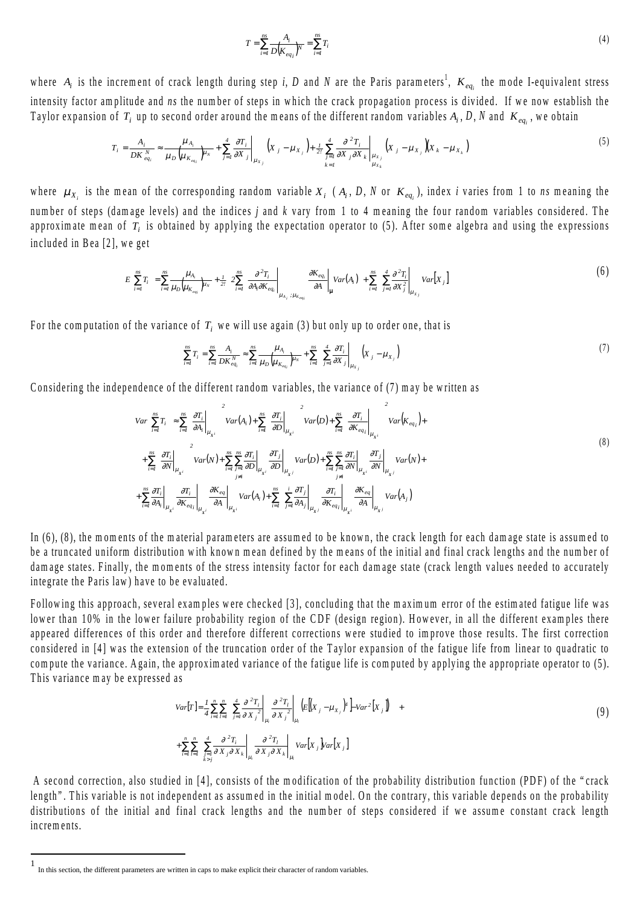$$T = \sum_{i=1}^{ns} \frac{A_i}{D\left(K_{eq_i}\right)^N} = \sum_{i=1}^{ns} T_i \tag{4}$$

where $A_i$ is the increment of crack length during step *i*, *D* and *N* are the Paris parameters[1], $K_{eq_i}$ the mode I-equivalent stress intensity factor amplitude and *ns* the number of steps in which the crack propagation process is divided. If we now establish the Taylor expansion of $T_i$ up to second order around the means of the different random variables $A_i$, *D*, *N* and $K_{eq_i}$, we obtain

$$T_i = \frac{A_i}{DK_{eq_i}^N} \approx \frac{\mu_{A_i}}{\mu_D \left(\mu_{K_{eq_i}}\right)^{\mu_N}} + \sum_{j=1}^{4} \left.\frac{\partial T_i}{\partial X_j}\right|_{\mu_{X_j}} \left(X_j - \mu_{X_j}\right) + \frac{1}{2!} \sum_{\substack{j=1 \\ k=1}}^{4} \left.\frac{\partial^2 T_i}{\partial X_j \partial X_k}\right|_{\substack{\mu_{X_j} \\ \mu_{X_k}}} \left(X_j - \mu_{X_j}\right)\left(X_k - \mu_{X_k}\right) \tag{5}$$

where $\mu_{X_i}$ is the mean of the corresponding random variable $X_i$ ($A_i$, *D*, *N* or $K_{eq_i}$), index *i* varies from 1 to *ns* meaning the number of steps (damage levels) and the indices *j* and *k* vary from 1 to 4 meaning the four random variables considered. The approximate mean of $T_i$ is obtained by applying the expectation operator to (5). After some algebra and using the expressions included in Bea [2], we get

$$E\left[\sum_{i=1}^{ns} T_i\right] = \sum_{i=1}^{ns} \frac{\mu_{A_i}}{\mu_D \left(\mu_{K_{eq_i}}\right)^{\mu_N}} + \frac{1}{2!}\left[2\sum_{i=1}^{ns} \left.\frac{\partial^2 T_i}{\partial A_i \partial K_{eq_i}}\right|_{\mu_{A_i};\mu_{K_{eq_i}}} \left.\frac{\partial K_{eq_i}}{\partial A}\right|_{\mu} Var(A_i) + \sum_{i=1}^{ns} \sum_{j=1}^{4} \left.\frac{\partial^2 T_i}{\partial X_j^2}\right|_{\mu_{X_j}} Var[X_j]\right] \tag{6}$$

For the computation of the variance of $T_i$ we will use again (3) but only up to order one, that is

$$\sum_{i=1}^{ns} T_i = \sum_{i=1}^{ns} \frac{A_i}{DK_{eq_i}^N} \approx \sum_{i=1}^{ns} \frac{\mu_{A_i}}{\mu_D \left(\mu_{K_{eq_i}}\right)^{\mu_N}} + \sum_{i=1}^{ns} \sum_{j=1}^{4} \left.\frac{\partial T_i}{\partial X_j}\right|_{\mu_{X_j}} \left(X_j - \mu_{X_j}\right) \tag{7}$$

Considering the independence of the different random variables, the variance of (7) may be written as

$$\begin{aligned}
Var\left[\sum_{i=1}^{ns} T_i\right] \approx & \sum_{i=1}^{ns} \left[\left.\frac{\partial T_i}{\partial A_i}\right|_{\mu_{X^i}}\right]^2 Var(A_i) + \sum_{i=1}^{ns} \left[\left.\frac{\partial T_i}{\partial D}\right|_{\mu_{X^i}}\right]^2 Var(D) + \sum_{i=1}^{ns} \left[\left.\frac{\partial T_i}{\partial K_{eq_i}}\right|_{\mu_{X^i}}\right]^2 Var\left(K_{eq_i}\right) + \\
& + \sum_{i=1}^{ns} \left[\left.\frac{\partial T_i}{\partial N}\right|_{\mu_{X^i}}\right]^2 Var(N) + \sum_{i=1}^{ns} \sum_{\substack{j=1 \\ j \neq i}}^{ns} \left.\frac{\partial T_i}{\partial D}\right|_{\mu_{X^i}} \left.\frac{\partial T_j}{\partial D}\right|_{\mu_{X^j}} Var(D) + \sum_{i=1}^{ns} \sum_{\substack{j=1 \\ j \neq i}}^{ns} \left.\frac{\partial T_i}{\partial N}\right|_{\mu_{X^i}} \left.\frac{\partial T_j}{\partial N}\right|_{\mu_{X^j}} Var(N) + \\
& + \sum_{i=1}^{ns} \left.\frac{\partial T_i}{\partial A_i}\right|_{\mu_{X^i}} \left.\frac{\partial T_i}{\partial K_{eq_i}}\right|_{\mu_{X^i}} \left.\frac{\partial K_{eq}}{\partial A}\right|_{\mu_{X^i}} Var(A_i) + \sum_{i=1}^{ns} \sum_{j=1}^{i} \left.\frac{\partial T_j}{\partial A_j}\right|_{\mu_{X^j}} \left.\frac{\partial T_i}{\partial K_{eq_i}}\right|_{\mu_{X^i}} \left.\frac{\partial K_{eq}}{\partial A}\right|_{\mu_{X^j}} Var(A_j)
\end{aligned} \tag{8}$$

In (6), (8), the moments of the material parameters are assumed to be known, the crack length for each damage state is assumed to be a truncated uniform distribution with known mean defined by the means of the initial and final crack lengths and the number of damage states. Finally, the moments of the stress intensity factor for each damage state (crack length values needed to accurately integrate the Paris law) have to be evaluated.

Following this approach, several examples were checked [3], concluding that the maximum error of the estimated fatigue life was lower than 10% in the lower failure probability region of the CDF (design region). However, in all the different examples there appeared differences of this order and therefore different corrections were studied to improve those results. The first correction considered in [4] was the extension of the truncation order of the Taylor expansion of the fatigue life from linear to quadratic to compute the variance. Again, the approximated variance of the fatigue life is computed by applying the appropriate operator to (5). This variance may be expressed as

$$\begin{aligned}
Var[T] = & \frac{1}{4} \sum_{i=1}^{n} \sum_{l=1}^{n} \sum_{j=1}^{4} \left.\frac{\partial^2 T_i}{\partial X_j^2}\right|_{\mu_i} \left.\frac{\partial^2 T_l}{\partial X_j^2}\right|_{\mu_l} \left(E\left[\left(X_j - \mu_{X_j}\right)^4\right] - Var^2\left[X_j\right]\right) + \\
& + \sum_{i=1}^{n} \sum_{l=1}^{n} \sum_{\substack{j=1 \\ k>j}}^{4} \left.\frac{\partial^2 T_i}{\partial X_j \partial X_k}\right|_{\mu_i} \left.\frac{\partial^2 T_l}{\partial X_j \partial X_k}\right|_{\mu_l} Var\left[X_j\right] Var\left[X_j\right]
\end{aligned} \tag{9}$$

A second correction, also studied in [4], consists of the modification of the probability distribution function (PDF) of the "crack length". This variable is not independent as assumed in the initial model. On the contrary, this variable depends on the probability distributions of the initial and final crack lengths and the number of steps considered if we assume constant crack length increments.

---

[1] In this section, the different parameters are written in caps to make explicit their character of random variables.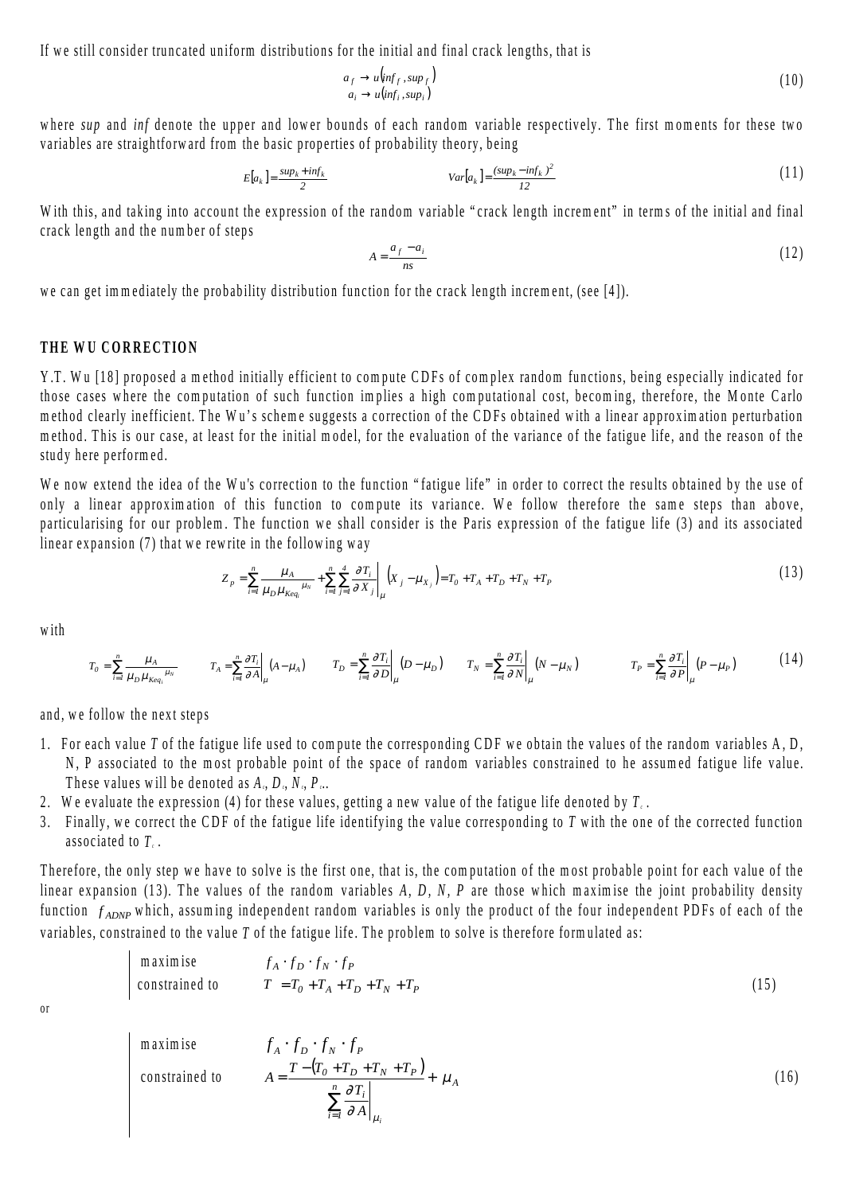If we still consider truncated uniform distributions for the initial and final crack lengths, that is

$$
\begin{array}{l} a_f \rightarrow u\left(inf_f, sup_f\right) \\ a_i \rightarrow u\left(inf_i, sup_i\right) \end{array} \tag{10}
$$

where *sup* and *inf* denote the upper and lower bounds of each random variable respectively. The first moments for these two variables are straightforward from the basic properties of probability theory, being

$$
E[a_k] = \frac{sup_k + inf_k}{2} \qquad\qquad Var[a_k] = \frac{(sup_k - inf_k)^2}{12} \tag{11}
$$

With this, and taking into account the expression of the random variable "crack length increment" in terms of the initial and final crack length and the number of steps

$$
A = \frac{a_f - a_i}{ns} \tag{12}
$$

we can get immediately the probability distribution function for the crack length increment, (see [4]).

## THE WU CORRECTION

Y.T. Wu [18] proposed a method initially efficient to compute CDFs of complex random functions, being especially indicated for those cases where the computation of such function implies a high computational cost, becoming, therefore, the Monte Carlo method clearly inefficient. The Wu's scheme suggests a correction of the CDFs obtained with a linear approximation perturbation method. This is our case, at least for the initial model, for the evaluation of the variance of the fatigue life, and the reason of the study here performed.

We now extend the idea of the Wu's correction to the function "fatigue life" in order to correct the results obtained by the use of only a linear approximation of this function to compute its variance. We follow therefore the same steps than above, particularising for our problem. The function we shall consider is the Paris expression of the fatigue life (3) and its associated linear expansion (7) that we rewrite in the following way

$$
Z_p = \sum_{i=1}^{n} \frac{\mu_A}{\mu_D \mu_{K eq_i}{}^{\mu_N}} + \sum_{i=1}^{n} \sum_{j=1}^{4} \left.\frac{\partial T_i}{\partial X_j}\right|_{\mu} \left(X_j - \mu_{X_j}\right) = T_0 + T_A + T_D + T_N + T_P \tag{13}
$$

with

$$
T_0 = \sum_{i=1}^{n} \frac{\mu_A}{\mu_D \mu_{K eq_i}{}^{\mu_N}} \qquad T_A = \sum_{i=1}^{n} \left.\frac{\partial T_i}{\partial A}\right|_{\mu} (A - \mu_A) \qquad T_D = \sum_{i=1}^{n} \left.\frac{\partial T_i}{\partial D}\right|_{\mu} (D - \mu_D) \qquad T_N = \sum_{i=1}^{n} \left.\frac{\partial T_i}{\partial N}\right|_{\mu} (N - \mu_N) \qquad T_P = \sum_{i=1}^{n} \left.\frac{\partial T_i}{\partial P}\right|_{\mu} (P - \mu_P) \tag{14}
$$

and, we follow the next steps

1. For each value $T$ of the fatigue life used to compute the corresponding CDF we obtain the values of the random variables A, D, N, P associated to the most probable point of the space of random variables constrained to he assumed fatigue life value. These values will be denoted as $A_c$, $D_c$, $N_c$, $P_c$.
2. We evaluate the expression (4) for these values, getting a new value of the fatigue life denoted by $T_c$.
3. Finally, we correct the CDF of the fatigue life identifying the value corresponding to $T$ with the one of the corrected function associated to $T_c$.

Therefore, the only step we have to solve is the first one, that is, the computation of the most probable point for each value of the linear expansion (13). The values of the random variables *A, D, N, P* are those which maximise the joint probability density function $f_{ADNP}$ which, assuming independent random variables is only the product of the four independent PDFs of each of the variables, constrained to the value $T$ of the fatigue life. The problem to solve is therefore formulated as:

$$
\left|\begin{array}{ll} \text{maximise} & f_A \cdot f_D \cdot f_N \cdot f_P \\ \text{constrained to} & T = T_0 + T_A + T_D + T_N + T_P \end{array}\right. \tag{15}
$$

or

$$
\left|\begin{array}{ll} \text{maximise} & f_A \cdot f_D \cdot f_N \cdot f_P \\ \text{constrained to} & A = \dfrac{T - \left(T_0 + T_D + T_N + T_P\right)}{\displaystyle\sum_{i=1}^{n} \left.\frac{\partial T_i}{\partial A}\right|_{\mu_i}} + \mu_A \end{array}\right. \tag{16}
$$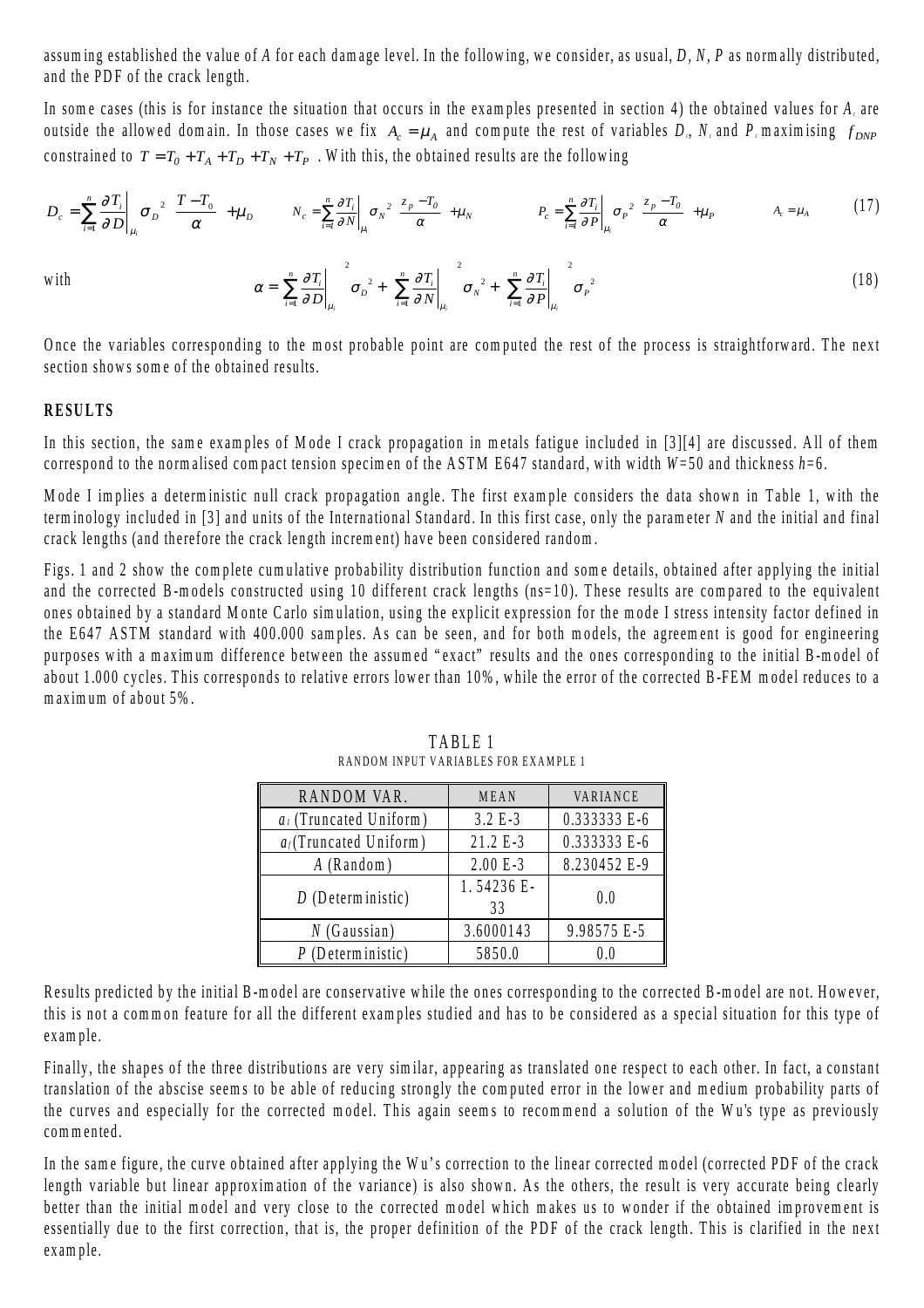assuming established the value of $A$ for each damage level. In the following, we consider, as usual, $D$, $N$, $P$ as normally distributed, and the PDF of the crack length.

In some cases (this is for instance the situation that occurs in the examples presented in section 4) the obtained values for $A_c$ are outside the allowed domain. In those cases we fix $A_c = \mu_A$ and compute the rest of variables $D_c$, $N_c$ and $P_c$ maximising $f_{DNP}$ constrained to $T = T_0 + T_A + T_D + T_N + T_P$ . With this, the obtained results are the following

$$D_c = \sum_{i=1}^{n} \frac{\partial T_i}{\partial D}\bigg|_{\mu_i} \sigma_D^2 \ \frac{T - T_0}{\alpha} + \mu_D \qquad N_c = \sum_{i=1}^{n} \frac{\partial T_i}{\partial N}\bigg|_{\mu_i} \sigma_N^2 \ \frac{z_p - T_0}{\alpha} + \mu_N \qquad P_c = \sum_{i=1}^{n} \frac{\partial T_i}{\partial P}\bigg|_{\mu_i} \sigma_P^2 \ \frac{z_p - T_0}{\alpha} + \mu_P \qquad A_c = \mu_A \tag{17}$$

with

$$\alpha = \sum_{i=1}^{n} \frac{\partial T_i}{\partial D}\bigg|_{\mu_i}^{2} \sigma_D^2 + \sum_{i=1}^{n} \frac{\partial T_i}{\partial N}\bigg|_{\mu_i}^{2} \sigma_N^2 + \sum_{i=1}^{n} \frac{\partial T_i}{\partial P}\bigg|_{\mu_i}^{2} \sigma_P^2 \tag{18}$$

Once the variables corresponding to the most probable point are computed the rest of the process is straightforward. The next section shows some of the obtained results.

## RESULTS

In this section, the same examples of Mode I crack propagation in metals fatigue included in [3][4] are discussed. All of them correspond to the normalised compact tension specimen of the ASTM E647 standard, with width $W$=50 and thickness $h$=6.

Mode I implies a deterministic null crack propagation angle. The first example considers the data shown in Table 1, with the terminology included in [3] and units of the International Standard. In this first case, only the parameter $N$ and the initial and final crack lengths (and therefore the crack length increment) have been considered random.

Figs. 1 and 2 show the complete cumulative probability distribution function and some details, obtained after applying the initial and the corrected B-models constructed using 10 different crack lengths (ns=10). These results are compared to the equivalent ones obtained by a standard Monte Carlo simulation, using the explicit expression for the mode I stress intensity factor defined in the E647 ASTM standard with 400.000 samples. As can be seen, and for both models, the agreement is good for engineering purposes with a maximum difference between the assumed "exact" results and the ones corresponding to the initial B-model of about 1.000 cycles. This corresponds to relative errors lower than 10%, while the error of the corrected B-FEM model reduces to a maximum of about 5%.

TABLE 1
RANDOM INPUT VARIABLES FOR EXAMPLE 1

| RANDOM VAR. | MEAN | VARIANCE |
|---|---|---|
| $a_i$ (Truncated Uniform) | 3.2 E-3 | 0.333333 E-6 |
| $a_f$ (Truncated Uniform) | 21.2 E-3 | 0.333333 E-6 |
| $A$ (Random) | 2.00 E-3 | 8.230452 E-9 |
| $D$ (Deterministic) | 1. 54236 E-33 | 0.0 |
| $N$ (Gaussian) | 3.6000143 | 9.98575 E-5 |
| $P$ (Deterministic) | 5850.0 | 0.0 |

Results predicted by the initial B-model are conservative while the ones corresponding to the corrected B-model are not. However, this is not a common feature for all the different examples studied and has to be considered as a special situation for this type of example.

Finally, the shapes of the three distributions are very similar, appearing as translated one respect to each other. In fact, a constant translation of the abscise seems to be able of reducing strongly the computed error in the lower and medium probability parts of the curves and especially for the corrected model. This again seems to recommend a solution of the Wu's type as previously commented.

In the same figure, the curve obtained after applying the Wu's correction to the linear corrected model (corrected PDF of the crack length variable but linear approximation of the variance) is also shown. As the others, the result is very accurate being clearly better than the initial model and very close to the corrected model which makes us to wonder if the obtained improvement is essentially due to the first correction, that is, the proper definition of the PDF of the crack length. This is clarified in the next example.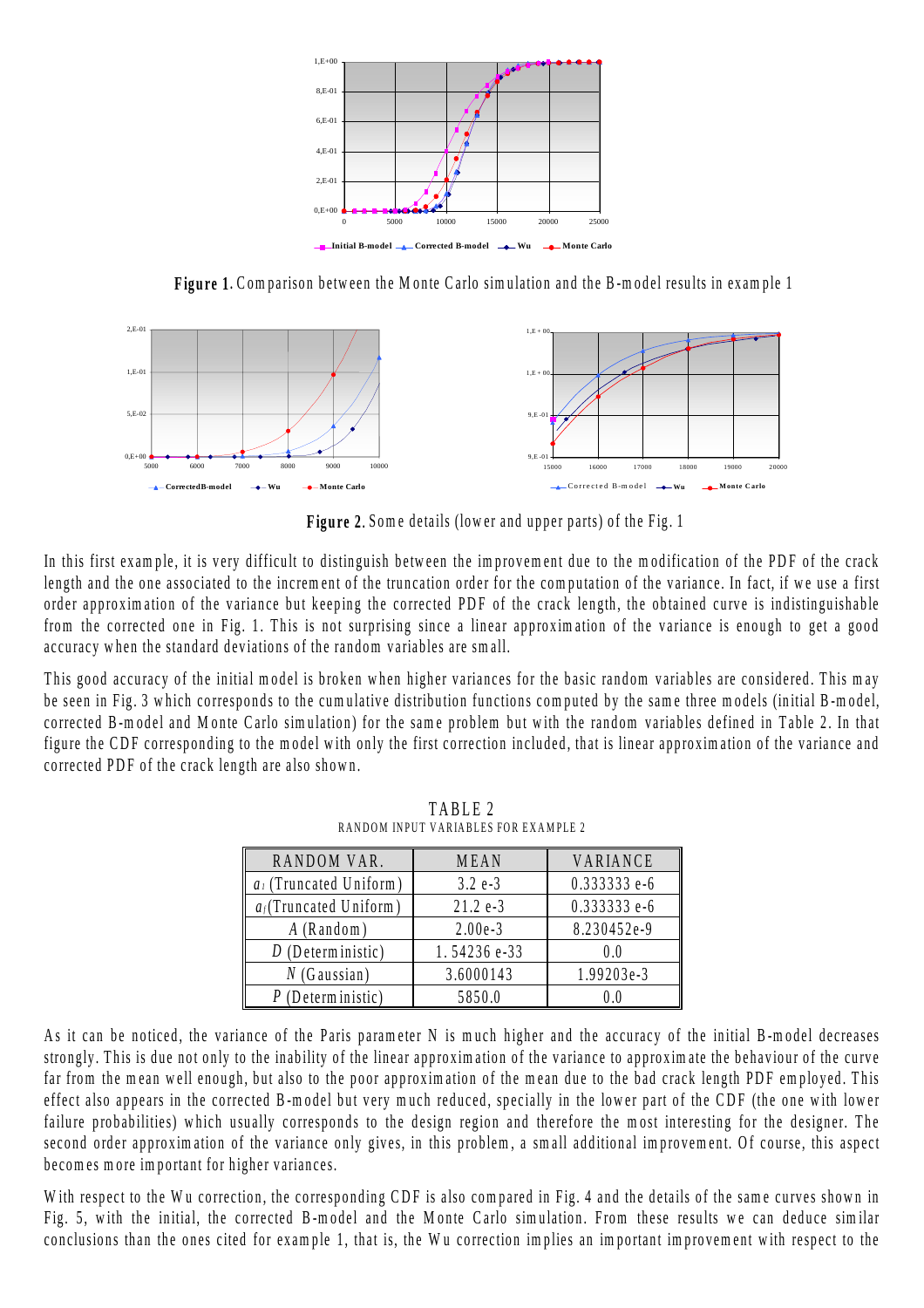**Figure 1.** Comparison between the Monte Carlo simulation and the B-model results in example 1

**Figure 2.** Some details (lower and upper parts) of the Fig. 1

In this first example, it is very difficult to distinguish between the improvement due to the modification of the PDF of the crack length and the one associated to the increment of the truncation order for the computation of the variance. In fact, if we use a first order approximation of the variance but keeping the corrected PDF of the crack length, the obtained curve is indistinguishable from the corrected one in Fig. 1. This is not surprising since a linear approximation of the variance is enough to get a good accuracy when the standard deviations of the random variables are small.

This good accuracy of the initial model is broken when higher variances for the basic random variables are considered. This may be seen in Fig. 3 which corresponds to the cumulative distribution functions computed by the same three models (initial B-model, corrected B-model and Monte Carlo simulation) for the same problem but with the random variables defined in Table 2. In that figure the CDF corresponding to the model with only the first correction included, that is linear approximation of the variance and corrected PDF of the crack length are also shown.

TABLE 2
RANDOM INPUT VARIABLES FOR EXAMPLE 2

| RANDOM VAR. | MEAN | VARIANCE |
|---|---|---|
| $a_i$ (Truncated Uniform) | 3.2 e-3 | 0.333333 e-6 |
| $a_f$ (Truncated Uniform) | 21.2 e-3 | 0.333333 e-6 |
| $A$ (Random) | 2.00e-3 | 8.230452e-9 |
| $D$ (Deterministic) | 1. 54236 e-33 | 0.0 |
| $N$ (Gaussian) | 3.6000143 | 1.99203e-3 |
| $P$ (Deterministic) | 5850.0 | 0.0 |

As it can be noticed, the variance of the Paris parameter N is much higher and the accuracy of the initial B-model decreases strongly. This is due not only to the inability of the linear approximation of the variance to approximate the behaviour of the curve far from the mean well enough, but also to the poor approximation of the mean due to the bad crack length PDF employed. This effect also appears in the corrected B-model but very much reduced, specially in the lower part of the CDF (the one with lower failure probabilities) which usually corresponds to the design region and therefore the most interesting for the designer. The second order approximation of the variance only gives, in this problem, a small additional improvement. Of course, this aspect becomes more important for higher variances.

With respect to the Wu correction, the corresponding CDF is also compared in Fig. 4 and the details of the same curves shown in Fig. 5, with the initial, the corrected B-model and the Monte Carlo simulation. From these results we can deduce similar conclusions than the ones cited for example 1, that is, the Wu correction implies an important improvement with respect to the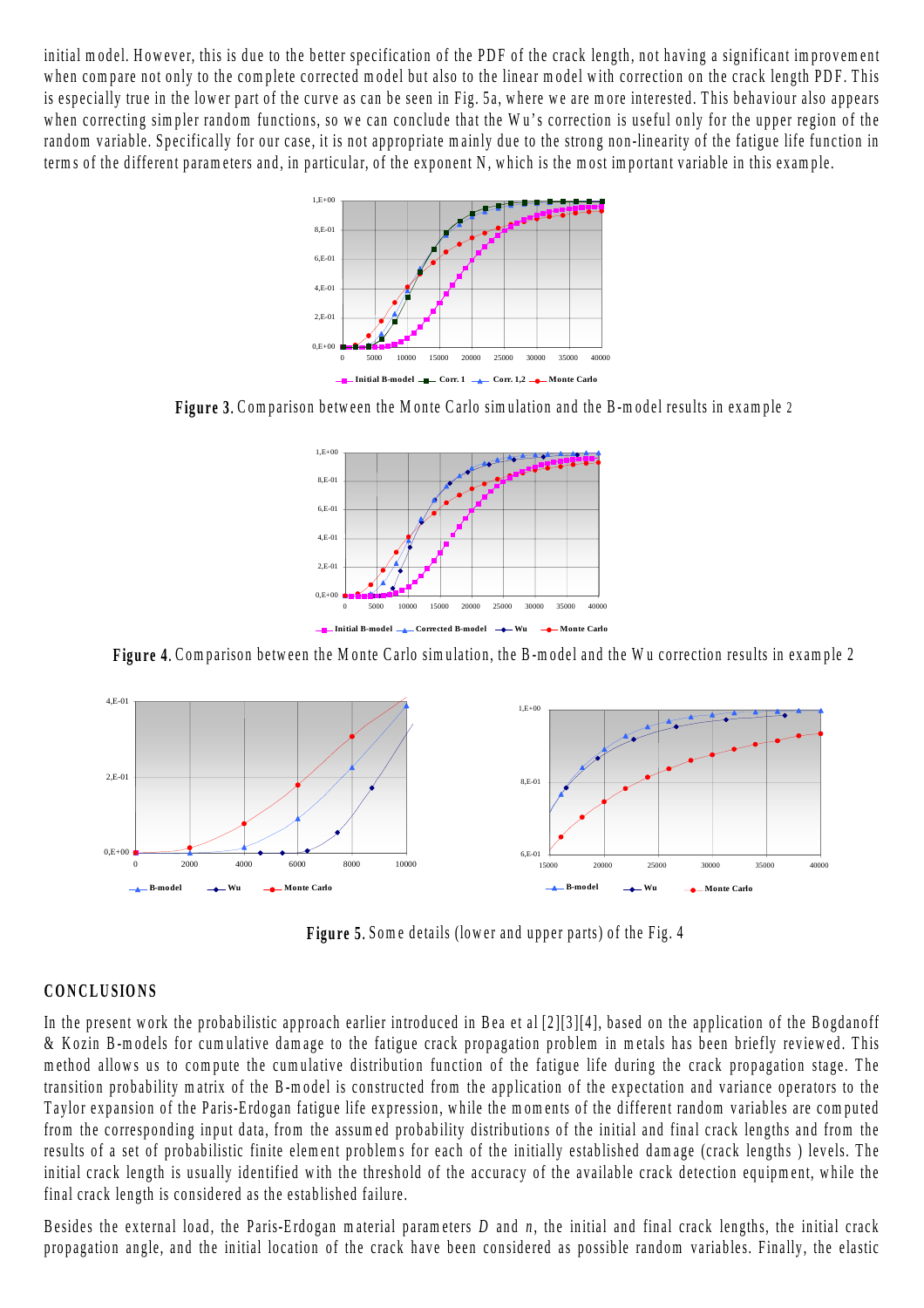initial model. However, this is due to the better specification of the PDF of the crack length, not having a significant improvement when compare not only to the complete corrected model but also to the linear model with correction on the crack length PDF. This is especially true in the lower part of the curve as can be seen in Fig. 5a, where we are more interested. This behaviour also appears when correcting simpler random functions, so we can conclude that the Wu's correction is useful only for the upper region of the random variable. Specifically for our case, it is not appropriate mainly due to the strong non-linearity of the fatigue life function in terms of the different parameters and, in particular, of the exponent N, which is the most important variable in this example.

**Figure 3.** Comparison between the Monte Carlo simulation and the B-model results in example 2

**Figure 4.** Comparison between the Monte Carlo simulation, the B-model and the Wu correction results in example 2

**Figure 5.** Some details (lower and upper parts) of the Fig. 4

## CONCLUSIONS

In the present work the probabilistic approach earlier introduced in Bea et al [2][3][4], based on the application of the Bogdanoff & Kozin B-models for cumulative damage to the fatigue crack propagation problem in metals has been briefly reviewed. This method allows us to compute the cumulative distribution function of the fatigue life during the crack propagation stage. The transition probability matrix of the B-model is constructed from the application of the expectation and variance operators to the Taylor expansion of the Paris-Erdogan fatigue life expression, while the moments of the different random variables are computed from the corresponding input data, from the assumed probability distributions of the initial and final crack lengths and from the results of a set of probabilistic finite element problems for each of the initially established damage (crack lengths ) levels. The initial crack length is usually identified with the threshold of the accuracy of the available crack detection equipment, while the final crack length is considered as the established failure.

Besides the external load, the Paris-Erdogan material parameters $D$ and $n$, the initial and final crack lengths, the initial crack propagation angle, and the initial location of the crack have been considered as possible random variables. Finally, the elastic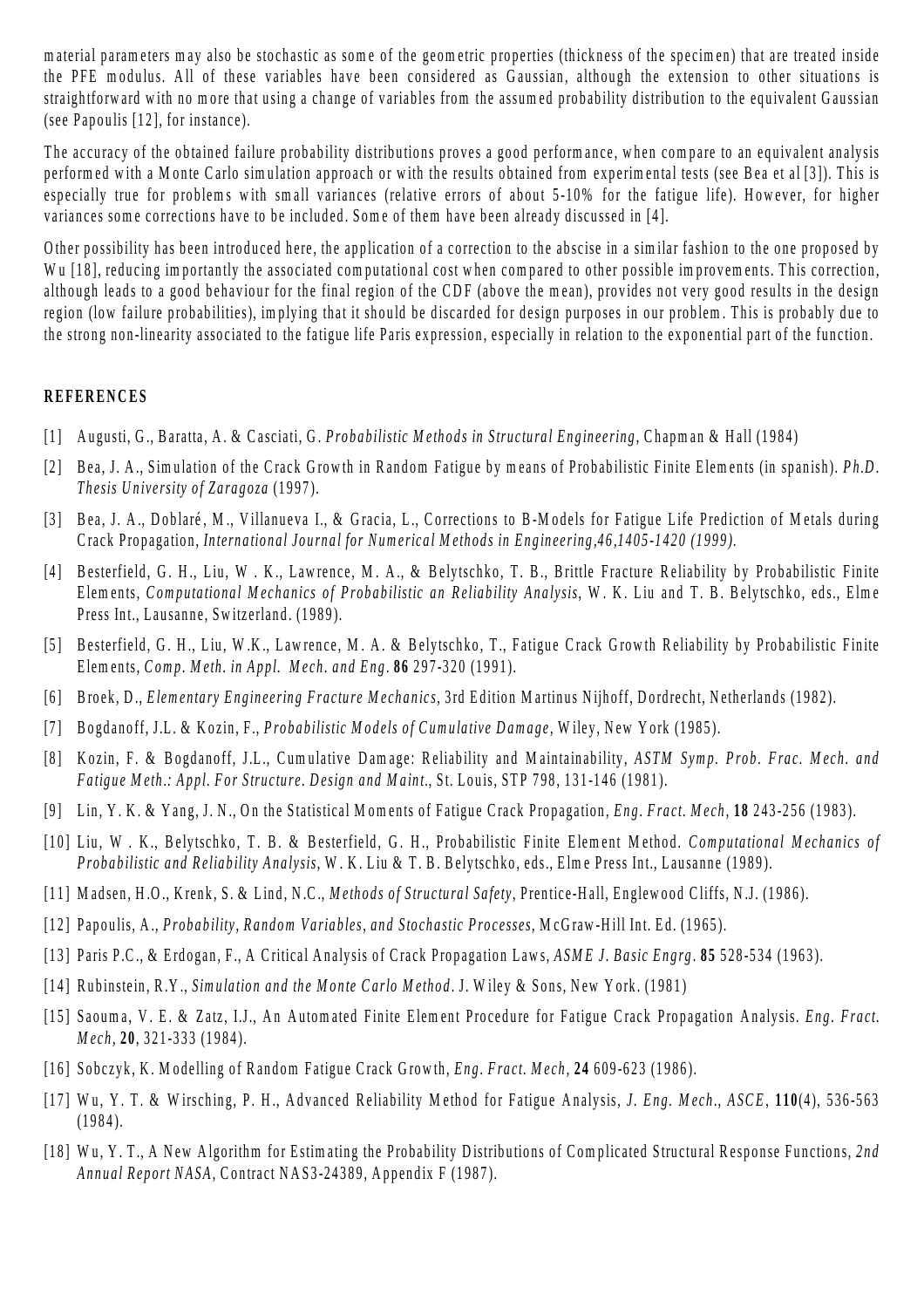material parameters may also be stochastic as some of the geometric properties (thickness of the specimen) that are treated inside the PFE modulus. All of these variables have been considered as Gaussian, although the extension to other situations is straightforward with no more that using a change of variables from the assumed probability distribution to the equivalent Gaussian (see Papoulis [12], for instance).

The accuracy of the obtained failure probability distributions proves a good performance, when compare to an equivalent analysis performed with a Monte Carlo simulation approach or with the results obtained from experimental tests (see Bea et al [3]). This is especially true for problems with small variances (relative errors of about 5-10% for the fatigue life). However, for higher variances some corrections have to be included. Some of them have been already discussed in [4].

Other possibility has been introduced here, the application of a correction to the abscise in a similar fashion to the one proposed by Wu [18], reducing importantly the associated computational cost when compared to other possible improvements. This correction, although leads to a good behaviour for the final region of the CDF (above the mean), provides not very good results in the design region (low failure probabilities), implying that it should be discarded for design purposes in our problem. This is probably due to the strong non-linearity associated to the fatigue life Paris expression, especially in relation to the exponential part of the function.

## REFERENCES

[1] Augusti, G., Baratta, A. & Casciati, G. *Probabilistic Methods in Structural Engineering*, Chapman & Hall (1984)

[2] Bea, J. A., Simulation of the Crack Growth in Random Fatigue by means of Probabilistic Finite Elements (in spanish). *Ph.D. Thesis University of Zaragoza* (1997).

[3] Bea, J. A., Doblaré, M., Villanueva I., & Gracia, L., Corrections to B-Models for Fatigue Life Prediction of Metals during Crack Propagation, *International Journal for Numerical Methods in Engineering,46,1405-1420 (1999).*

[4] Besterfield, G. H., Liu, W. K., Lawrence, M. A., & Belytschko, T. B., Brittle Fracture Reliability by Probabilistic Finite Elements, *Computational Mechanics of Probabilistic an Reliability Analysis*, W. K. Liu and T. B. Belytschko, eds., Elme Press Int., Lausanne, Switzerland. (1989).

[5] Besterfield, G. H., Liu, W.K., Lawrence, M. A. & Belytschko, T., Fatigue Crack Growth Reliability by Probabilistic Finite Elements, *Comp. Meth. in Appl. Mech. and Eng*. **86** 297-320 (1991).

[6] Broek, D., *Elementary Engineering Fracture Mechanics*, 3rd Edition Martinus Nijhoff, Dordrecht, Netherlands (1982).

[7] Bogdanoff, J.L. & Kozin, F., *Probabilistic Models of Cumulative Damage*, Wiley, New York (1985).

[8] Kozin, F. & Bogdanoff, J.L., Cumulative Damage: Reliability and Maintainability, *ASTM Symp. Prob. Frac. Mech. and Fatigue Meth.: Appl. For Structure. Design and Maint*., St. Louis, STP 798, 131-146 (1981).

[9] Lin, Y. K. & Yang, J. N., On the Statistical Moments of Fatigue Crack Propagation, *Eng. Fract. Mech*, **18** 243-256 (1983).

[10] Liu, W. K., Belytschko, T. B. & Besterfield, G. H., Probabilistic Finite Element Method. *Computational Mechanics of Probabilistic and Reliability Analysis*, W. K. Liu & T. B. Belytschko, eds., Elme Press Int., Lausanne (1989).

[11] Madsen, H.O., Krenk, S. & Lind, N.C., *Methods of Structural Safety*, Prentice-Hall, Englewood Cliffs, N.J. (1986).

[12] Papoulis, A., *Probability, Random Variables, and Stochastic Processes*, McGraw-Hill Int. Ed. (1965).

[13] Paris P.C., & Erdogan, F., A Critical Analysis of Crack Propagation Laws, *ASME J. Basic Engrg*. **85** 528-534 (1963).

[14] Rubinstein, R.Y., *Simulation and the Monte Carlo Method*. J. Wiley & Sons, New York. (1981)

[15] Saouma, V. E. & Zatz, I.J., An Automated Finite Element Procedure for Fatigue Crack Propagation Analysis. *Eng. Fract. Mech*, **20**, 321-333 (1984).

[16] Sobczyk, K. Modelling of Random Fatigue Crack Growth, *Eng. Fract. Mech*, **24** 609-623 (1986).

[17] Wu, Y. T. & Wirsching, P. H., Advanced Reliability Method for Fatigue Analysis, *J. Eng. Mech., ASCE*, **110**(4), 536-563 (1984).

[18] Wu, Y. T., A New Algorithm for Estimating the Probability Distributions of Complicated Structural Response Functions, *2nd Annual Report NASA*, Contract NAS3-24389, Appendix F (1987).